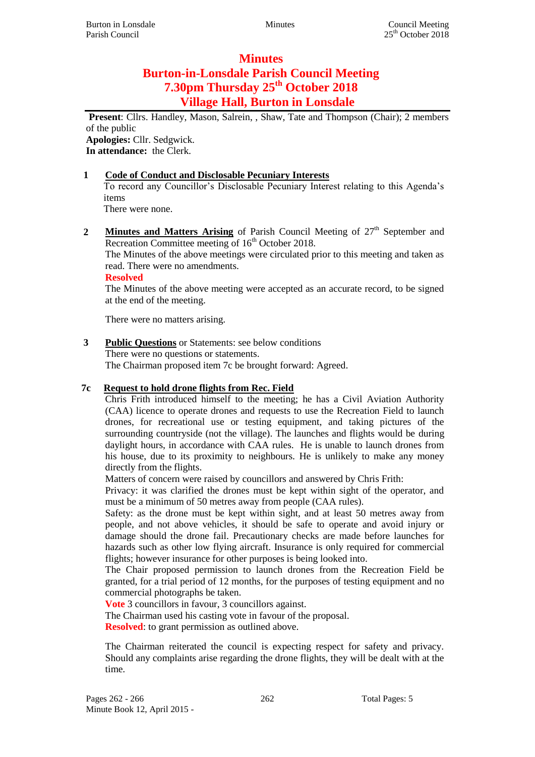# Minutes
# Burton-in-Lonsdale Parish Council Meeting
# 7.30pm Thursday 25th October 2018
# Village Hall, Burton in Lonsdale

**Present**: Cllrs. Handley, Mason, Salrein, , Shaw, Tate and Thompson (Chair); 2 members of the public
**Apologies:** Cllr. Sedgwick.
**In attendance:** the Clerk.

**1 Code of Conduct and Disclosable Pecuniary Interests**

To record any Councillor's Disclosable Pecuniary Interest relating to this Agenda's items

There were none.

**2 Minutes and Matters Arising** of Parish Council Meeting of 27th September and Recreation Committee meeting of 16th October 2018.

The Minutes of the above meetings were circulated prior to this meeting and taken as read. There were no amendments.

**Resolved**

The Minutes of the above meeting were accepted as an accurate record, to be signed at the end of the meeting.

There were no matters arising.

**3 Public Questions** or Statements: see below conditions

There were no questions or statements.

The Chairman proposed item 7c be brought forward: Agreed.

**7c Request to hold drone flights from Rec. Field**

Chris Frith introduced himself to the meeting; he has a Civil Aviation Authority (CAA) licence to operate drones and requests to use the Recreation Field to launch drones, for recreational use or testing equipment, and taking pictures of the surrounding countryside (not the village). The launches and flights would be during daylight hours, in accordance with CAA rules. He is unable to launch drones from his house, due to its proximity to neighbours. He is unlikely to make any money directly from the flights.

Matters of concern were raised by councillors and answered by Chris Frith:

Privacy: it was clarified the drones must be kept within sight of the operator, and must be a minimum of 50 metres away from people (CAA rules).

Safety: as the drone must be kept within sight, and at least 50 metres away from people, and not above vehicles, it should be safe to operate and avoid injury or damage should the drone fail. Precautionary checks are made before launches for hazards such as other low flying aircraft. Insurance is only required for commercial flights; however insurance for other purposes is being looked into.

The Chair proposed permission to launch drones from the Recreation Field be granted, for a trial period of 12 months, for the purposes of testing equipment and no commercial photographs be taken.

**Vote** 3 councillors in favour, 3 councillors against.

The Chairman used his casting vote in favour of the proposal.

**Resolved**: to grant permission as outlined above.

The Chairman reiterated the council is expecting respect for safety and privacy. Should any complaints arise regarding the drone flights, they will be dealt with at the time.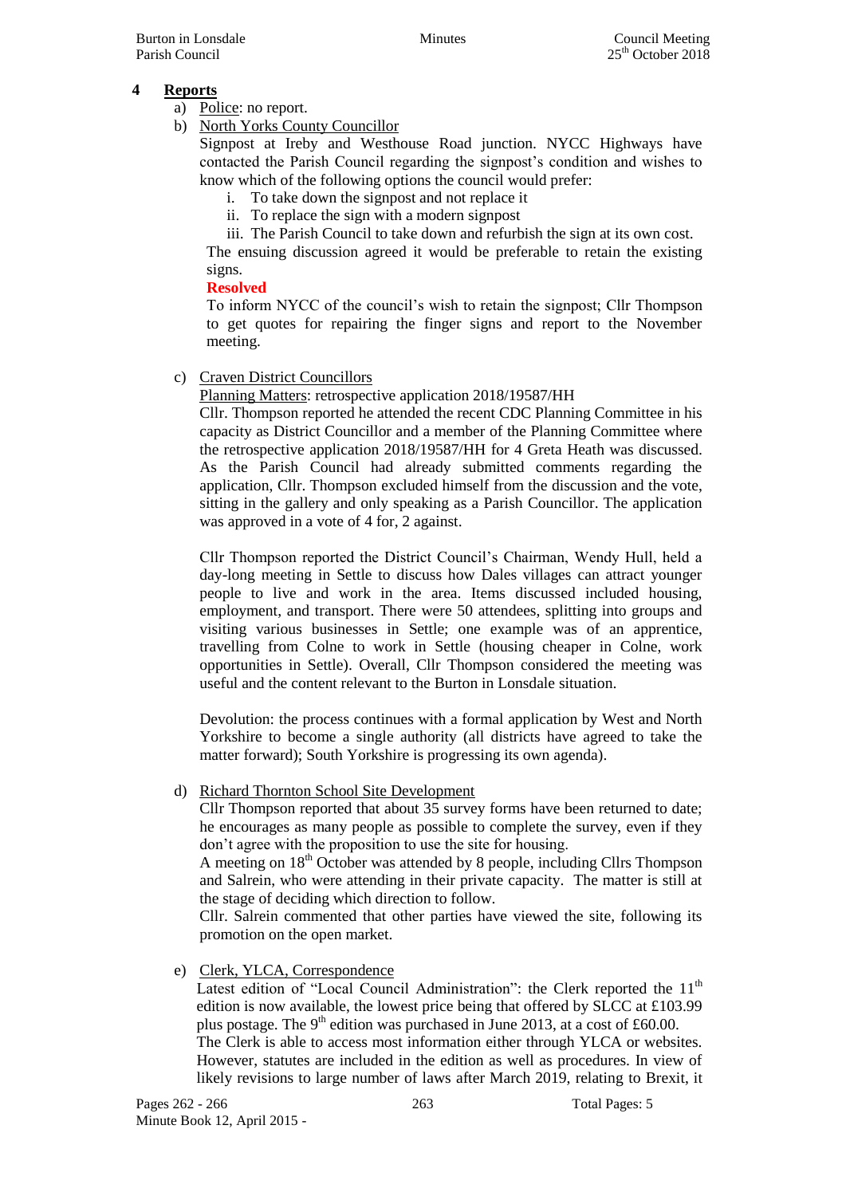## 4 Reports

a) Police: no report.

b) North Yorks County Councillor

Signpost at Ireby and Westhouse Road junction. NYCC Highways have contacted the Parish Council regarding the signpost's condition and wishes to know which of the following options the council would prefer:

i. To take down the signpost and not replace it
ii. To replace the sign with a modern signpost
iii. The Parish Council to take down and refurbish the sign at its own cost.

The ensuing discussion agreed it would be preferable to retain the existing signs.

**Resolved**

To inform NYCC of the council's wish to retain the signpost; Cllr Thompson to get quotes for repairing the finger signs and report to the November meeting.

c) Craven District Councillors

Planning Matters: retrospective application 2018/19587/HH

Cllr. Thompson reported he attended the recent CDC Planning Committee in his capacity as District Councillor and a member of the Planning Committee where the retrospective application 2018/19587/HH for 4 Greta Heath was discussed. As the Parish Council had already submitted comments regarding the application, Cllr. Thompson excluded himself from the discussion and the vote, sitting in the gallery and only speaking as a Parish Councillor. The application was approved in a vote of 4 for, 2 against.

Cllr Thompson reported the District Council's Chairman, Wendy Hull, held a day-long meeting in Settle to discuss how Dales villages can attract younger people to live and work in the area. Items discussed included housing, employment, and transport. There were 50 attendees, splitting into groups and visiting various businesses in Settle; one example was of an apprentice, travelling from Colne to work in Settle (housing cheaper in Colne, work opportunities in Settle). Overall, Cllr Thompson considered the meeting was useful and the content relevant to the Burton in Lonsdale situation.

Devolution: the process continues with a formal application by West and North Yorkshire to become a single authority (all districts have agreed to take the matter forward); South Yorkshire is progressing its own agenda).

d) Richard Thornton School Site Development

Cllr Thompson reported that about 35 survey forms have been returned to date; he encourages as many people as possible to complete the survey, even if they don't agree with the proposition to use the site for housing.

A meeting on 18th October was attended by 8 people, including Cllrs Thompson and Salrein, who were attending in their private capacity. The matter is still at the stage of deciding which direction to follow.

Cllr. Salrein commented that other parties have viewed the site, following its promotion on the open market.

e) Clerk, YLCA, Correspondence

Latest edition of "Local Council Administration": the Clerk reported the 11th edition is now available, the lowest price being that offered by SLCC at £103.99 plus postage. The 9th edition was purchased in June 2013, at a cost of £60.00.

The Clerk is able to access most information either through YLCA or websites. However, statutes are included in the edition as well as procedures. In view of likely revisions to large number of laws after March 2019, relating to Brexit, it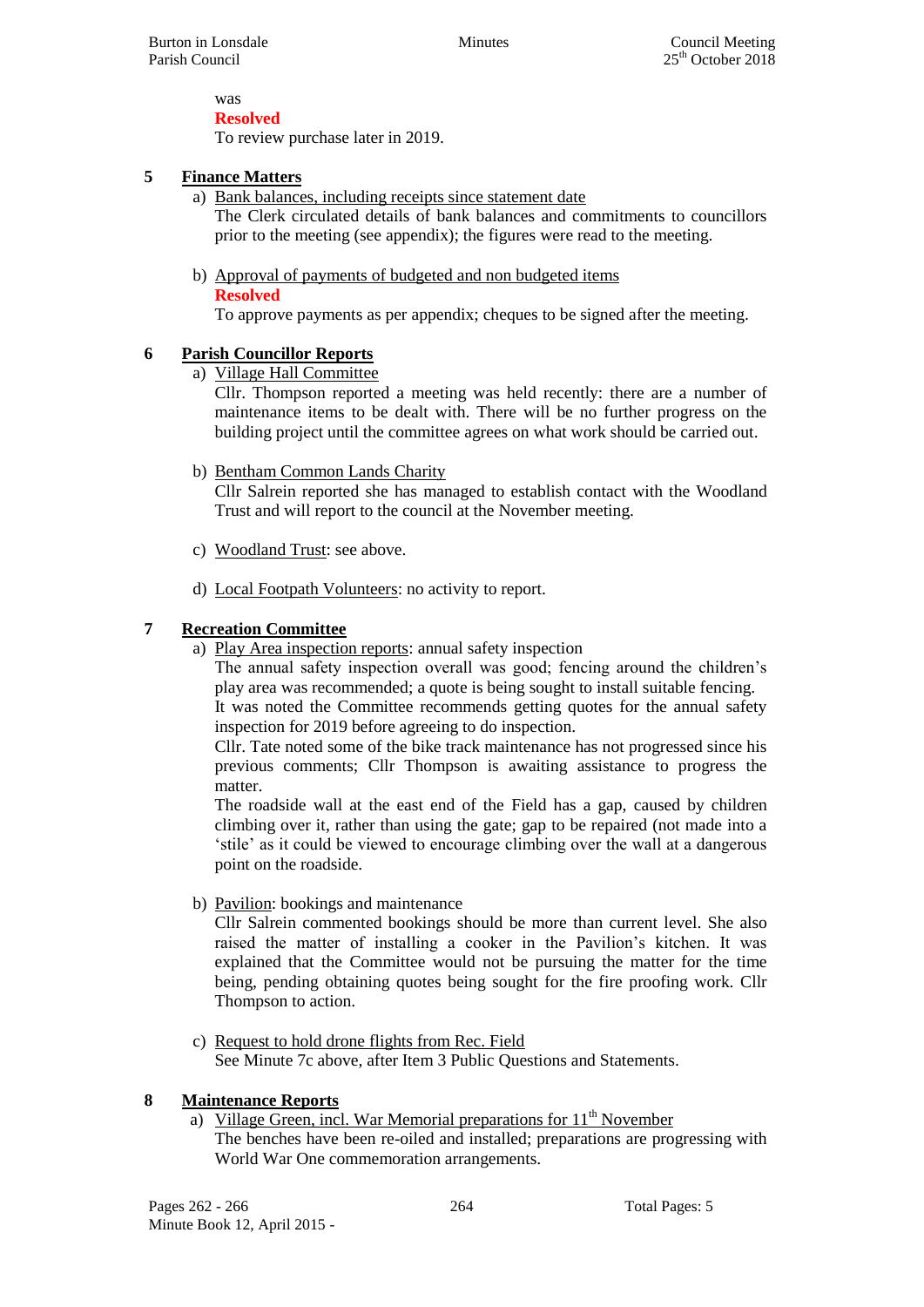was

**Resolved**

To review purchase later in 2019.

## 5 Finance Matters

a) Bank balances, including receipts since statement date

The Clerk circulated details of bank balances and commitments to councillors prior to the meeting (see appendix); the figures were read to the meeting.

b) Approval of payments of budgeted and non budgeted items

**Resolved**

To approve payments as per appendix; cheques to be signed after the meeting.

## 6 Parish Councillor Reports

a) Village Hall Committee

Cllr. Thompson reported a meeting was held recently: there are a number of maintenance items to be dealt with. There will be no further progress on the building project until the committee agrees on what work should be carried out.

b) Bentham Common Lands Charity

Cllr Salrein reported she has managed to establish contact with the Woodland Trust and will report to the council at the November meeting.

c) Woodland Trust: see above.

d) Local Footpath Volunteers: no activity to report.

## 7 Recreation Committee

a) Play Area inspection reports: annual safety inspection

The annual safety inspection overall was good; fencing around the children's play area was recommended; a quote is being sought to install suitable fencing.

It was noted the Committee recommends getting quotes for the annual safety inspection for 2019 before agreeing to do inspection.

Cllr. Tate noted some of the bike track maintenance has not progressed since his previous comments; Cllr Thompson is awaiting assistance to progress the matter.

The roadside wall at the east end of the Field has a gap, caused by children climbing over it, rather than using the gate; gap to be repaired (not made into a 'stile' as it could be viewed to encourage climbing over the wall at a dangerous point on the roadside.

b) Pavilion: bookings and maintenance

Cllr Salrein commented bookings should be more than current level. She also raised the matter of installing a cooker in the Pavilion's kitchen. It was explained that the Committee would not be pursuing the matter for the time being, pending obtaining quotes being sought for the fire proofing work. Cllr Thompson to action.

c) Request to hold drone flights from Rec. Field

See Minute 7c above, after Item 3 Public Questions and Statements.

## 8 Maintenance Reports

a) Village Green, incl. War Memorial preparations for 11th November

The benches have been re-oiled and installed; preparations are progressing with World War One commemoration arrangements.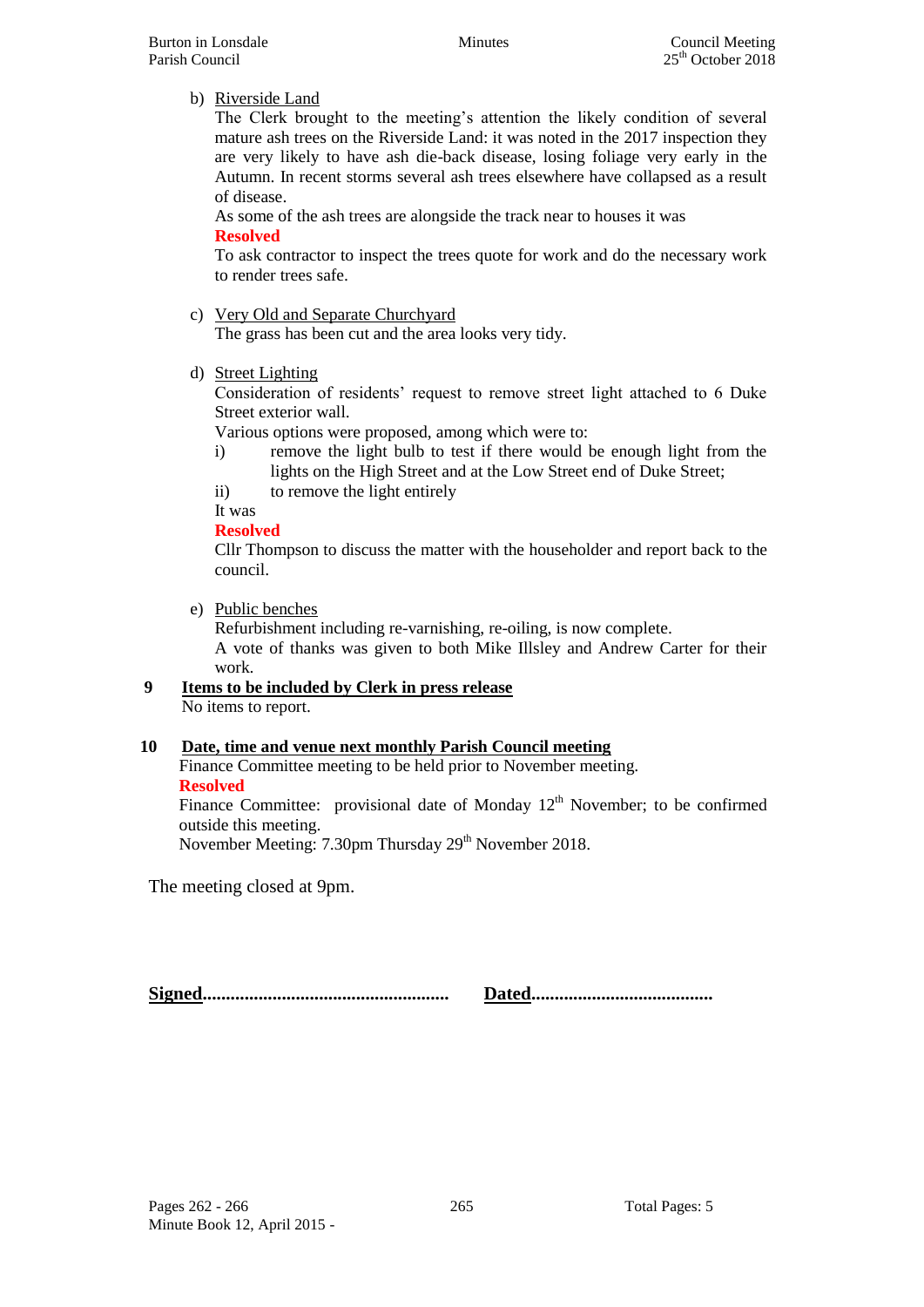b) Riverside Land

The Clerk brought to the meeting's attention the likely condition of several mature ash trees on the Riverside Land: it was noted in the 2017 inspection they are very likely to have ash die-back disease, losing foliage very early in the Autumn. In recent storms several ash trees elsewhere have collapsed as a result of disease.

As some of the ash trees are alongside the track near to houses it was

**Resolved**

To ask contractor to inspect the trees quote for work and do the necessary work to render trees safe.

c) Very Old and Separate Churchyard

The grass has been cut and the area looks very tidy.

d) Street Lighting

Consideration of residents' request to remove street light attached to 6 Duke Street exterior wall.

Various options were proposed, among which were to:

i) remove the light bulb to test if there would be enough light from the lights on the High Street and at the Low Street end of Duke Street;

ii) to remove the light entirely

It was

**Resolved**

Cllr Thompson to discuss the matter with the householder and report back to the council.

e) Public benches

Refurbishment including re-varnishing, re-oiling, is now complete.

A vote of thanks was given to both Mike Illsley and Andrew Carter for their work.

## 9 Items to be included by Clerk in press release

No items to report.

## 10 Date, time and venue next monthly Parish Council meeting

Finance Committee meeting to be held prior to November meeting.

**Resolved**

Finance Committee: provisional date of Monday 12th November; to be confirmed outside this meeting.

November Meeting: 7.30pm Thursday 29th November 2018.

The meeting closed at 9pm.

**Signed**.................................................... **Dated**......................................

Pages 262 - 266

Minute Book 12, April 2015 -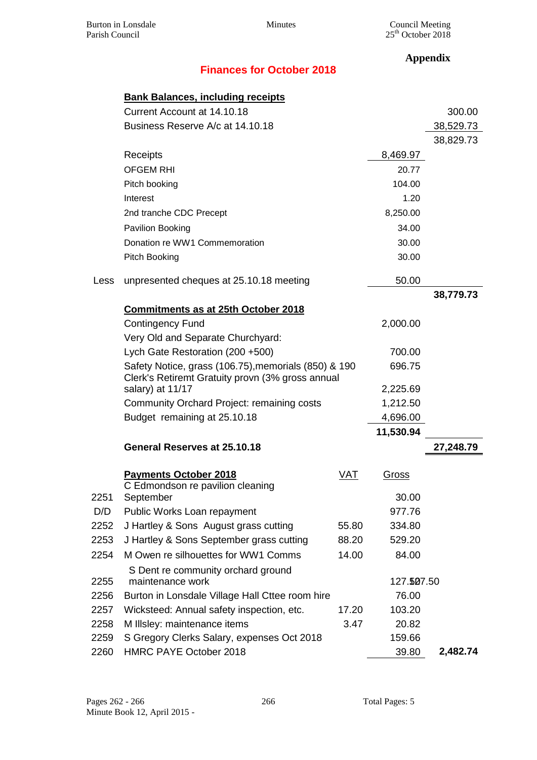## Appendix

# Finances for October 2018

| | | | | |
|---|---|---|---|---|
| | **Bank Balances, including receipts** | | | |
| | Current Account at 14.10.18 | | | 300.00 |
| | Business Reserve A/c at 14.10.18 | | | 38,529.73 |
| | | | | 38,829.73 |
| | Receipts | | 8,469.97 | |
| | OFGEM RHI | | 20.77 | |
| | Pitch booking | | 104.00 | |
| | Interest | | 1.20 | |
| | 2nd tranche CDC Precept | | 8,250.00 | |
| | Pavilion Booking | | 34.00 | |
| | Donation re WW1 Commemoration | | 30.00 | |
| | Pitch Booking | | 30.00 | |
| Less | unpresented cheques at 25.10.18 meeting | | 50.00 | |
| | | | | **38,779.73** |
| | **Commitments as at 25th October 2018** | | | |
| | Contingency Fund | | 2,000.00 | |
| | Very Old and Separate Churchyard: | | | |
| | Lych Gate Restoration (200 +500) | | 700.00 | |
| | Safety Notice, grass (106.75),memorials (850) & 190 | | 696.75 | |
| | Clerk's Retiremt Gratuity provn (3% gross annual salary) at 11/17 | | 2,225.69 | |
| | Community Orchard Project: remaining costs | | 1,212.50 | |
| | Budget remaining at 25.10.18 | | 4,696.00 | |
| | | | **11,530.94** | |
| | **General Reserves at 25.10.18** | | | **27,248.79** |
| | **Payments October 2018** | VAT | Gross | |
| 2251 | C Edmondson re pavilion cleaning September | | 30.00 | |
| D/D | Public Works Loan repayment | | 977.76 | |
| 2252 | J Hartley & Sons August grass cutting | 55.80 | 334.80 | |
| 2253 | J Hartley & Sons September grass cutting | 88.20 | 529.20 | |
| 2254 | M Owen re silhouettes for WW1 Comms | 14.00 | 84.00 | |
| 2255 | S Dent re community orchard ground maintenance work | | 127.50 | |
| 2256 | Burton in Lonsdale Village Hall Cttee room hire | | 76.00 | |
| 2257 | Wicksteed: Annual safety inspection, etc. | 17.20 | 103.20 | |
| 2258 | M Illsley: maintenance items | 3.47 | 20.82 | |
| 2259 | S Gregory Clerks Salary, expenses Oct 2018 | | 159.66 | |
| 2260 | HMRC PAYE October 2018 | | 39.80 | **2,482.74** |